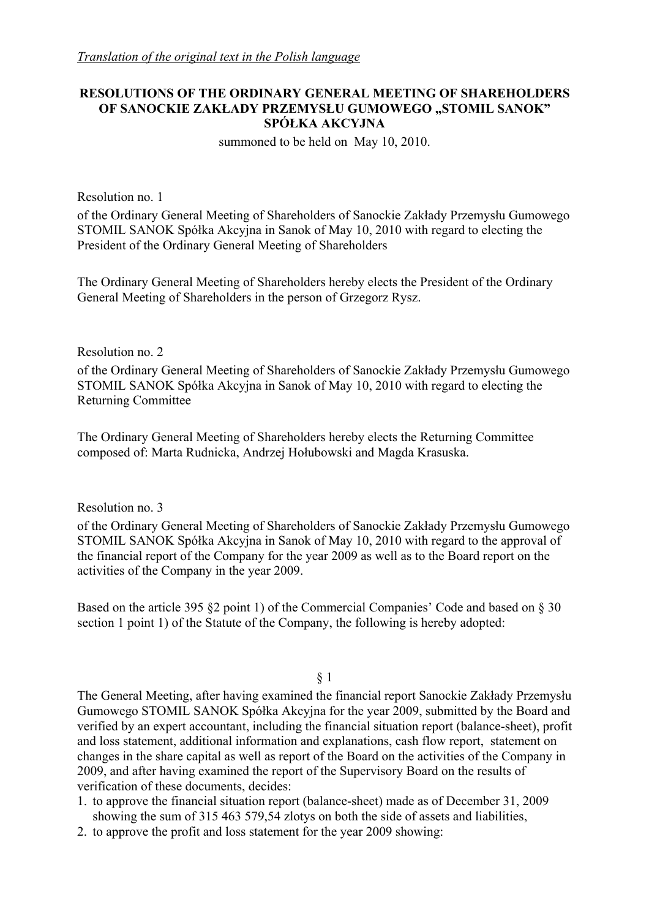*Translation of the original text in the Polish language*

# RESOLUTIONS OF THE ORDINARY GENERAL MEETING OF SHAREHOLDERS OF SANOCKIE ZAKŁADY PRZEMYSŁU GUMOWEGO „STOMIL SANOK" SPÓŁKA AKCYJNA

summoned to be held on May 10, 2010.

Resolution no. 1

of the Ordinary General Meeting of Shareholders of Sanockie Zakłady Przemysłu Gumowego STOMIL SANOK Spółka Akcyjna in Sanok of May 10, 2010 with regard to electing the President of the Ordinary General Meeting of Shareholders

The Ordinary General Meeting of Shareholders hereby elects the President of the Ordinary General Meeting of Shareholders in the person of Grzegorz Rysz.

Resolution no. 2

of the Ordinary General Meeting of Shareholders of Sanockie Zakłady Przemysłu Gumowego STOMIL SANOK Spółka Akcyjna in Sanok of May 10, 2010 with regard to electing the Returning Committee

The Ordinary General Meeting of Shareholders hereby elects the Returning Committee composed of: Marta Rudnicka, Andrzej Hołubowski and Magda Krasuska.

Resolution no. 3

of the Ordinary General Meeting of Shareholders of Sanockie Zakłady Przemysłu Gumowego STOMIL SANOK Spółka Akcyjna in Sanok of May 10, 2010 with regard to the approval of the financial report of the Company for the year 2009 as well as to the Board report on the activities of the Company in the year 2009.

Based on the article 395 §2 point 1) of the Commercial Companies' Code and based on § 30 section 1 point 1) of the Statute of the Company, the following is hereby adopted:

§ 1

The General Meeting, after having examined the financial report Sanockie Zakłady Przemysłu Gumowego STOMIL SANOK Spółka Akcyjna for the year 2009, submitted by the Board and verified by an expert accountant, including the financial situation report (balance-sheet), profit and loss statement, additional information and explanations, cash flow report, statement on changes in the share capital as well as report of the Board on the activities of the Company in 2009, and after having examined the report of the Supervisory Board on the results of verification of these documents, decides:

1. to approve the financial situation report (balance-sheet) made as of December 31, 2009 showing the sum of 315 463 579,54 zlotys on both the side of assets and liabilities,
2. to approve the profit and loss statement for the year 2009 showing: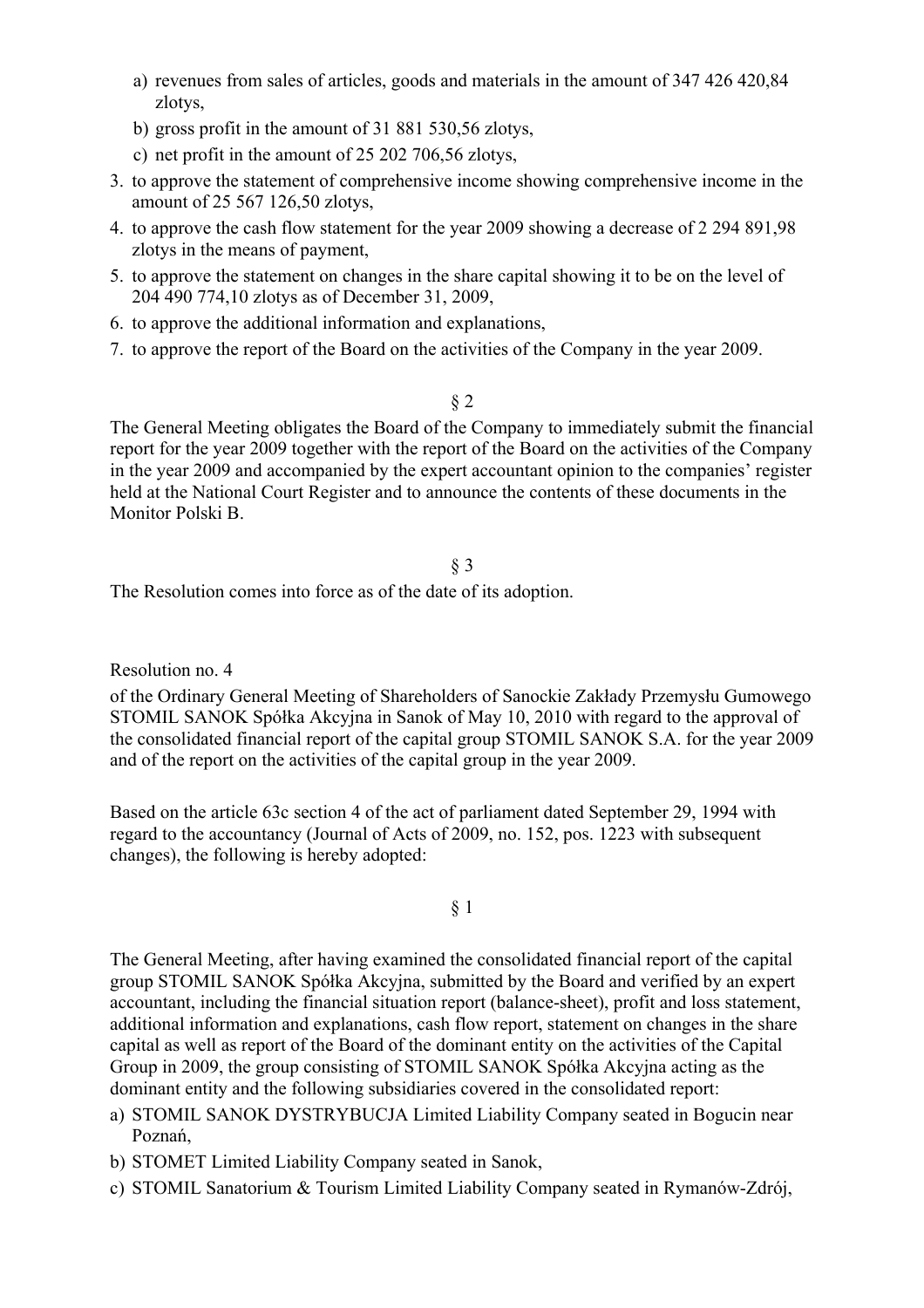a) revenues from sales of articles, goods and materials in the amount of 347 426 420,84 zlotys,
   b) gross profit in the amount of 31 881 530,56 zlotys,
   c) net profit in the amount of 25 202 706,56 zlotys,
3. to approve the statement of comprehensive income showing comprehensive income in the amount of 25 567 126,50 zlotys,
4. to approve the cash flow statement for the year 2009 showing a decrease of 2 294 891,98 zlotys in the means of payment,
5. to approve the statement on changes in the share capital showing it to be on the level of 204 490 774,10 zlotys as of December 31, 2009,
6. to approve the additional information and explanations,
7. to approve the report of the Board on the activities of the Company in the year 2009.

§ 2

The General Meeting obligates the Board of the Company to immediately submit the financial report for the year 2009 together with the report of the Board on the activities of the Company in the year 2009 and accompanied by the expert accountant opinion to the companies' register held at the National Court Register and to announce the contents of these documents in the Monitor Polski B.

§ 3

The Resolution comes into force as of the date of its adoption.

Resolution no. 4

of the Ordinary General Meeting of Shareholders of Sanockie Zakłady Przemysłu Gumowego STOMIL SANOK Spółka Akcyjna in Sanok of May 10, 2010 with regard to the approval of the consolidated financial report of the capital group STOMIL SANOK S.A. for the year 2009 and of the report on the activities of the capital group in the year 2009.

Based on the article 63c section 4 of the act of parliament dated September 29, 1994 with regard to the accountancy (Journal of Acts of 2009, no. 152, pos. 1223 with subsequent changes), the following is hereby adopted:

§ 1

The General Meeting, after having examined the consolidated financial report of the capital group STOMIL SANOK Spółka Akcyjna, submitted by the Board and verified by an expert accountant, including the financial situation report (balance-sheet), profit and loss statement, additional information and explanations, cash flow report, statement on changes in the share capital as well as report of the Board of the dominant entity on the activities of the Capital Group in 2009, the group consisting of STOMIL SANOK Spółka Akcyjna acting as the dominant entity and the following subsidiaries covered in the consolidated report:

a) STOMIL SANOK DYSTRYBUCJA Limited Liability Company seated in Bogucin near Poznań,
b) STOMET Limited Liability Company seated in Sanok,
c) STOMIL Sanatorium & Tourism Limited Liability Company seated in Rymanów-Zdrój,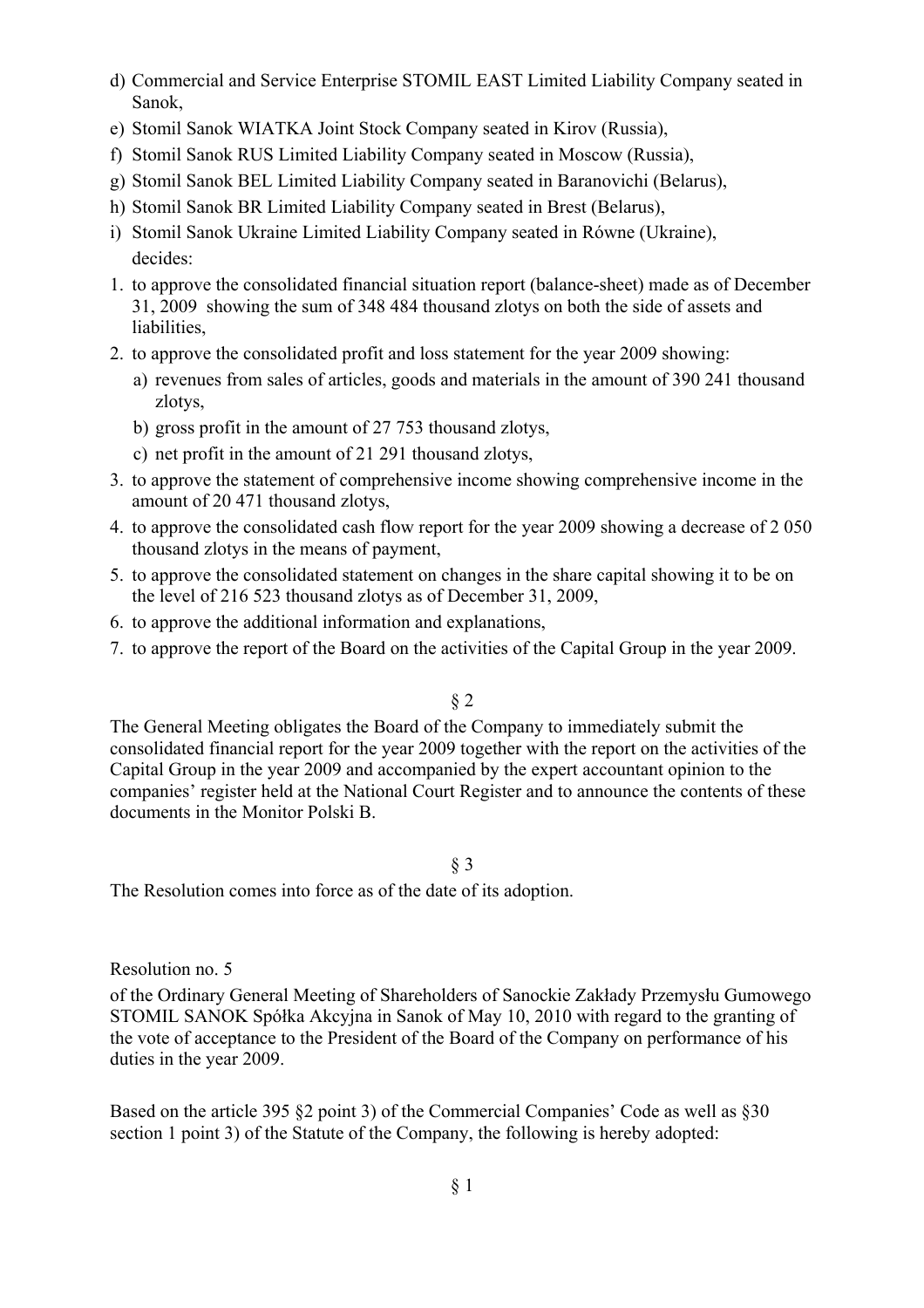d) Commercial and Service Enterprise STOMIL EAST Limited Liability Company seated in Sanok,
e) Stomil Sanok WIATKA Joint Stock Company seated in Kirov (Russia),
f) Stomil Sanok RUS Limited Liability Company seated in Moscow (Russia),
g) Stomil Sanok BEL Limited Liability Company seated in Baranovichi (Belarus),
h) Stomil Sanok BR Limited Liability Company seated in Brest (Belarus),
i) Stomil Sanok Ukraine Limited Liability Company seated in Równe (Ukraine),

decides:

1. to approve the consolidated financial situation report (balance-sheet) made as of December 31, 2009 showing the sum of 348 484 thousand zlotys on both the side of assets and liabilities,
2. to approve the consolidated profit and loss statement for the year 2009 showing:
   a) revenues from sales of articles, goods and materials in the amount of 390 241 thousand zlotys,
   b) gross profit in the amount of 27 753 thousand zlotys,
   c) net profit in the amount of 21 291 thousand zlotys,
3. to approve the statement of comprehensive income showing comprehensive income in the amount of 20 471 thousand zlotys,
4. to approve the consolidated cash flow report for the year 2009 showing a decrease of 2 050 thousand zlotys in the means of payment,
5. to approve the consolidated statement on changes in the share capital showing it to be on the level of 216 523 thousand zlotys as of December 31, 2009,
6. to approve the additional information and explanations,
7. to approve the report of the Board on the activities of the Capital Group in the year 2009.

§ 2

The General Meeting obligates the Board of the Company to immediately submit the consolidated financial report for the year 2009 together with the report on the activities of the Capital Group in the year 2009 and accompanied by the expert accountant opinion to the companies' register held at the National Court Register and to announce the contents of these documents in the Monitor Polski B.

§ 3

The Resolution comes into force as of the date of its adoption.

Resolution no. 5

of the Ordinary General Meeting of Shareholders of Sanockie Zakłady Przemysłu Gumowego STOMIL SANOK Spółka Akcyjna in Sanok of May 10, 2010 with regard to the granting of the vote of acceptance to the President of the Board of the Company on performance of his duties in the year 2009.

Based on the article 395 §2 point 3) of the Commercial Companies' Code as well as §30 section 1 point 3) of the Statute of the Company, the following is hereby adopted:

§ 1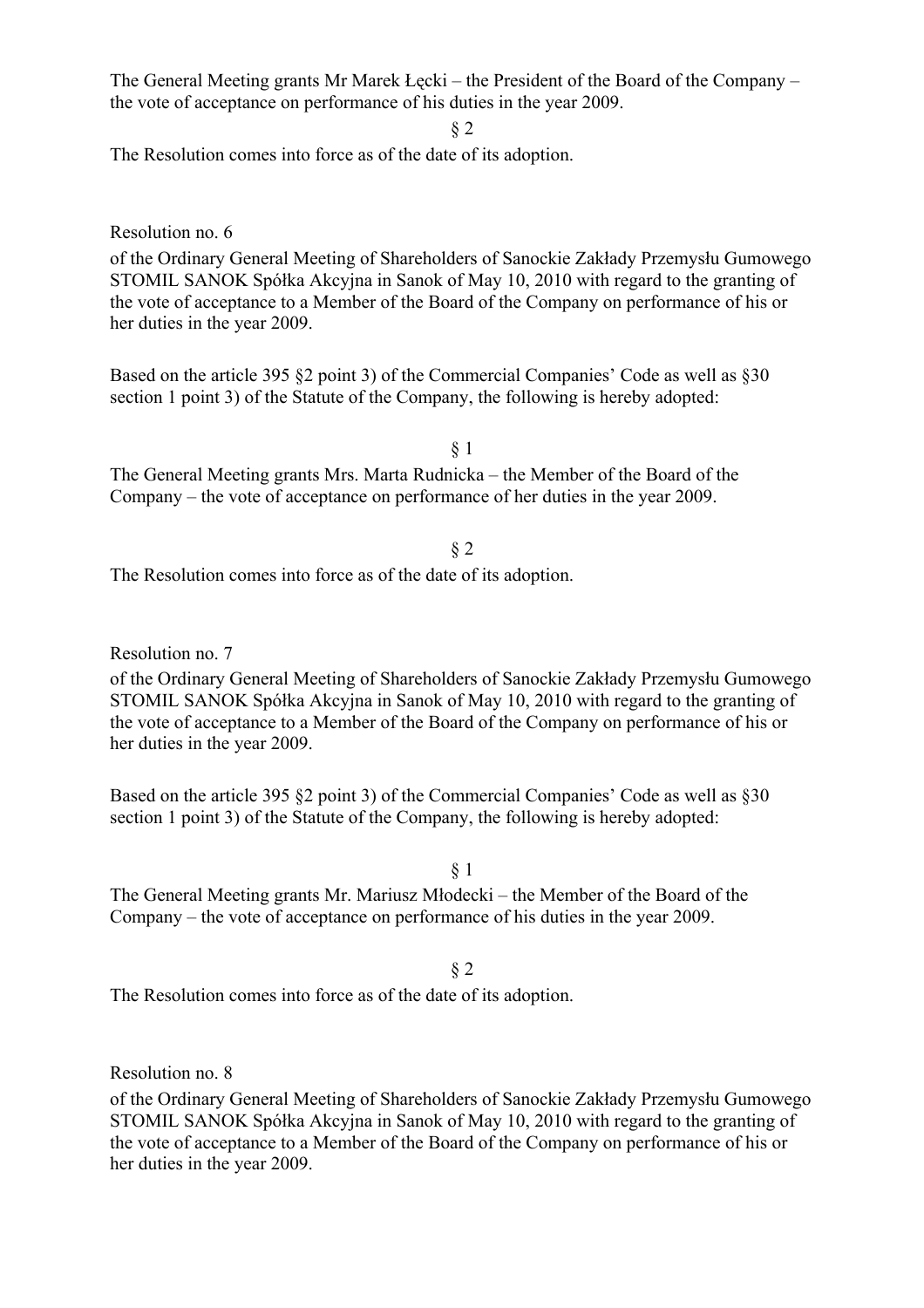The General Meeting grants Mr Marek Łęcki – the President of the Board of the Company – the vote of acceptance on performance of his duties in the year 2009.

§ 2

The Resolution comes into force as of the date of its adoption.

Resolution no. 6

of the Ordinary General Meeting of Shareholders of Sanockie Zakłady Przemysłu Gumowego STOMIL SANOK Spółka Akcyjna in Sanok of May 10, 2010 with regard to the granting of the vote of acceptance to a Member of the Board of the Company on performance of his or her duties in the year 2009.

Based on the article 395 §2 point 3) of the Commercial Companies' Code as well as §30 section 1 point 3) of the Statute of the Company, the following is hereby adopted:

§ 1

The General Meeting grants Mrs. Marta Rudnicka – the Member of the Board of the Company – the vote of acceptance on performance of her duties in the year 2009.

§ 2

The Resolution comes into force as of the date of its adoption.

Resolution no. 7

of the Ordinary General Meeting of Shareholders of Sanockie Zakłady Przemysłu Gumowego STOMIL SANOK Spółka Akcyjna in Sanok of May 10, 2010 with regard to the granting of the vote of acceptance to a Member of the Board of the Company on performance of his or her duties in the year 2009.

Based on the article 395 §2 point 3) of the Commercial Companies' Code as well as §30 section 1 point 3) of the Statute of the Company, the following is hereby adopted:

§ 1

The General Meeting grants Mr. Mariusz Młodecki – the Member of the Board of the Company – the vote of acceptance on performance of his duties in the year 2009.

§ 2

The Resolution comes into force as of the date of its adoption.

Resolution no. 8

of the Ordinary General Meeting of Shareholders of Sanockie Zakłady Przemysłu Gumowego STOMIL SANOK Spółka Akcyjna in Sanok of May 10, 2010 with regard to the granting of the vote of acceptance to a Member of the Board of the Company on performance of his or her duties in the year 2009.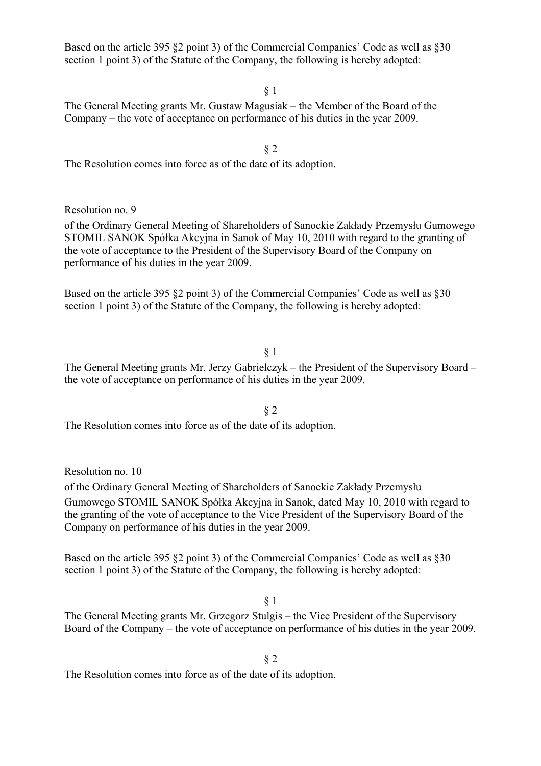Based on the article 395 §2 point 3) of the Commercial Companies' Code as well as §30 section 1 point 3) of the Statute of the Company, the following is hereby adopted:

§ 1

The General Meeting grants Mr. Gustaw Magusiak – the Member of the Board of the Company – the vote of acceptance on performance of his duties in the year 2009.

§ 2

The Resolution comes into force as of the date of its adoption.

Resolution no. 9

of the Ordinary General Meeting of Shareholders of Sanockie Zakłady Przemysłu Gumowego STOMIL SANOK Spółka Akcyjna in Sanok of May 10, 2010 with regard to the granting of the vote of acceptance to the President of the Supervisory Board of the Company on performance of his duties in the year 2009.

Based on the article 395 §2 point 3) of the Commercial Companies' Code as well as §30 section 1 point 3) of the Statute of the Company, the following is hereby adopted:

§ 1

The General Meeting grants Mr. Jerzy Gabrielczyk – the President of the Supervisory Board – the vote of acceptance on performance of his duties in the year 2009.

§ 2

The Resolution comes into force as of the date of its adoption.

Resolution no. 10

of the Ordinary General Meeting of Shareholders of Sanockie Zakłady Przemysłu Gumowego STOMIL SANOK Spółka Akcyjna in Sanok, dated May 10, 2010 with regard to the granting of the vote of acceptance to the Vice President of the Supervisory Board of the Company on performance of his duties in the year 2009.

Based on the article 395 §2 point 3) of the Commercial Companies' Code as well as §30 section 1 point 3) of the Statute of the Company, the following is hereby adopted:

§ 1

The General Meeting grants Mr. Grzegorz Stulgis – the Vice President of the Supervisory Board of the Company – the vote of acceptance on performance of his duties in the year 2009.

§ 2

The Resolution comes into force as of the date of its adoption.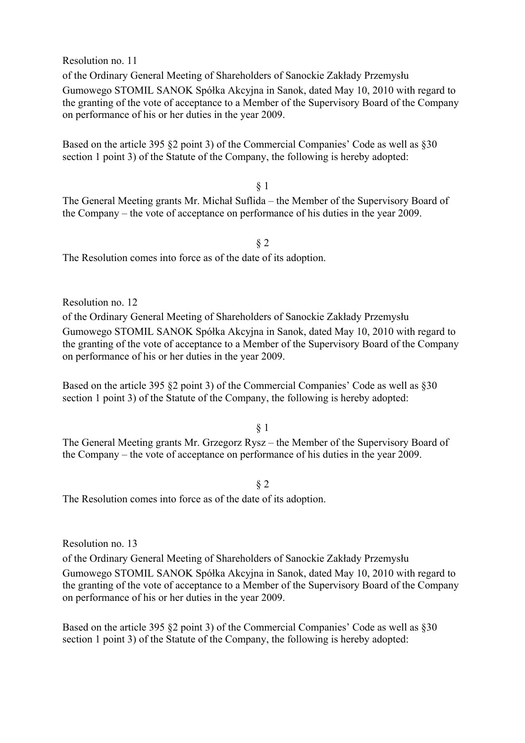Resolution no. 11

of the Ordinary General Meeting of Shareholders of Sanockie Zakłady Przemysłu Gumowego STOMIL SANOK Spółka Akcyjna in Sanok, dated May 10, 2010 with regard to the granting of the vote of acceptance to a Member of the Supervisory Board of the Company on performance of his or her duties in the year 2009.

Based on the article 395 §2 point 3) of the Commercial Companies' Code as well as §30 section 1 point 3) of the Statute of the Company, the following is hereby adopted:

§ 1

The General Meeting grants Mr. Michał Suflida – the Member of the Supervisory Board of the Company – the vote of acceptance on performance of his duties in the year 2009.

§ 2

The Resolution comes into force as of the date of its adoption.

Resolution no. 12

of the Ordinary General Meeting of Shareholders of Sanockie Zakłady Przemysłu Gumowego STOMIL SANOK Spółka Akcyjna in Sanok, dated May 10, 2010 with regard to the granting of the vote of acceptance to a Member of the Supervisory Board of the Company on performance of his or her duties in the year 2009.

Based on the article 395 §2 point 3) of the Commercial Companies' Code as well as §30 section 1 point 3) of the Statute of the Company, the following is hereby adopted:

§ 1

The General Meeting grants Mr. Grzegorz Rysz – the Member of the Supervisory Board of the Company – the vote of acceptance on performance of his duties in the year 2009.

§ 2

The Resolution comes into force as of the date of its adoption.

Resolution no. 13

of the Ordinary General Meeting of Shareholders of Sanockie Zakłady Przemysłu Gumowego STOMIL SANOK Spółka Akcyjna in Sanok, dated May 10, 2010 with regard to the granting of the vote of acceptance to a Member of the Supervisory Board of the Company on performance of his or her duties in the year 2009.

Based on the article 395 §2 point 3) of the Commercial Companies' Code as well as §30 section 1 point 3) of the Statute of the Company, the following is hereby adopted: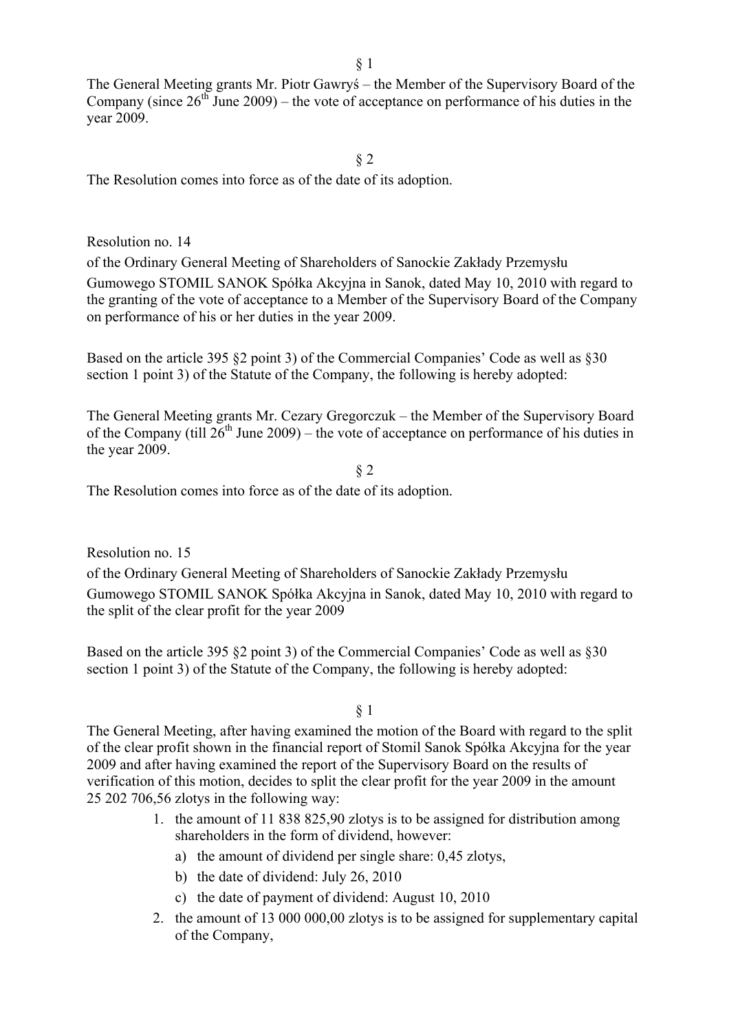§ 1

The General Meeting grants Mr. Piotr Gawryś – the Member of the Supervisory Board of the Company (since 26th June 2009) – the vote of acceptance on performance of his duties in the year 2009.

§ 2

The Resolution comes into force as of the date of its adoption.

Resolution no. 14

of the Ordinary General Meeting of Shareholders of Sanockie Zakłady Przemysłu Gumowego STOMIL SANOK Spółka Akcyjna in Sanok, dated May 10, 2010 with regard to the granting of the vote of acceptance to a Member of the Supervisory Board of the Company on performance of his or her duties in the year 2009.

Based on the article 395 §2 point 3) of the Commercial Companies' Code as well as §30 section 1 point 3) of the Statute of the Company, the following is hereby adopted:

The General Meeting grants Mr. Cezary Gregorczuk – the Member of the Supervisory Board of the Company (till 26th June 2009) – the vote of acceptance on performance of his duties in the year 2009.

§ 2

The Resolution comes into force as of the date of its adoption.

Resolution no. 15

of the Ordinary General Meeting of Shareholders of Sanockie Zakłady Przemysłu Gumowego STOMIL SANOK Spółka Akcyjna in Sanok, dated May 10, 2010 with regard to the split of the clear profit for the year 2009

Based on the article 395 §2 point 3) of the Commercial Companies' Code as well as §30 section 1 point 3) of the Statute of the Company, the following is hereby adopted:

§ 1

The General Meeting, after having examined the motion of the Board with regard to the split of the clear profit shown in the financial report of Stomil Sanok Spółka Akcyjna for the year 2009 and after having examined the report of the Supervisory Board on the results of verification of this motion, decides to split the clear profit for the year 2009 in the amount 25 202 706,56 zlotys in the following way:

1. the amount of 11 838 825,90 zlotys is to be assigned for distribution among shareholders in the form of dividend, however:
   a) the amount of dividend per single share: 0,45 zlotys,
   b) the date of dividend: July 26, 2010
   c) the date of payment of dividend: August 10, 2010
2. the amount of 13 000 000,00 zlotys is to be assigned for supplementary capital of the Company,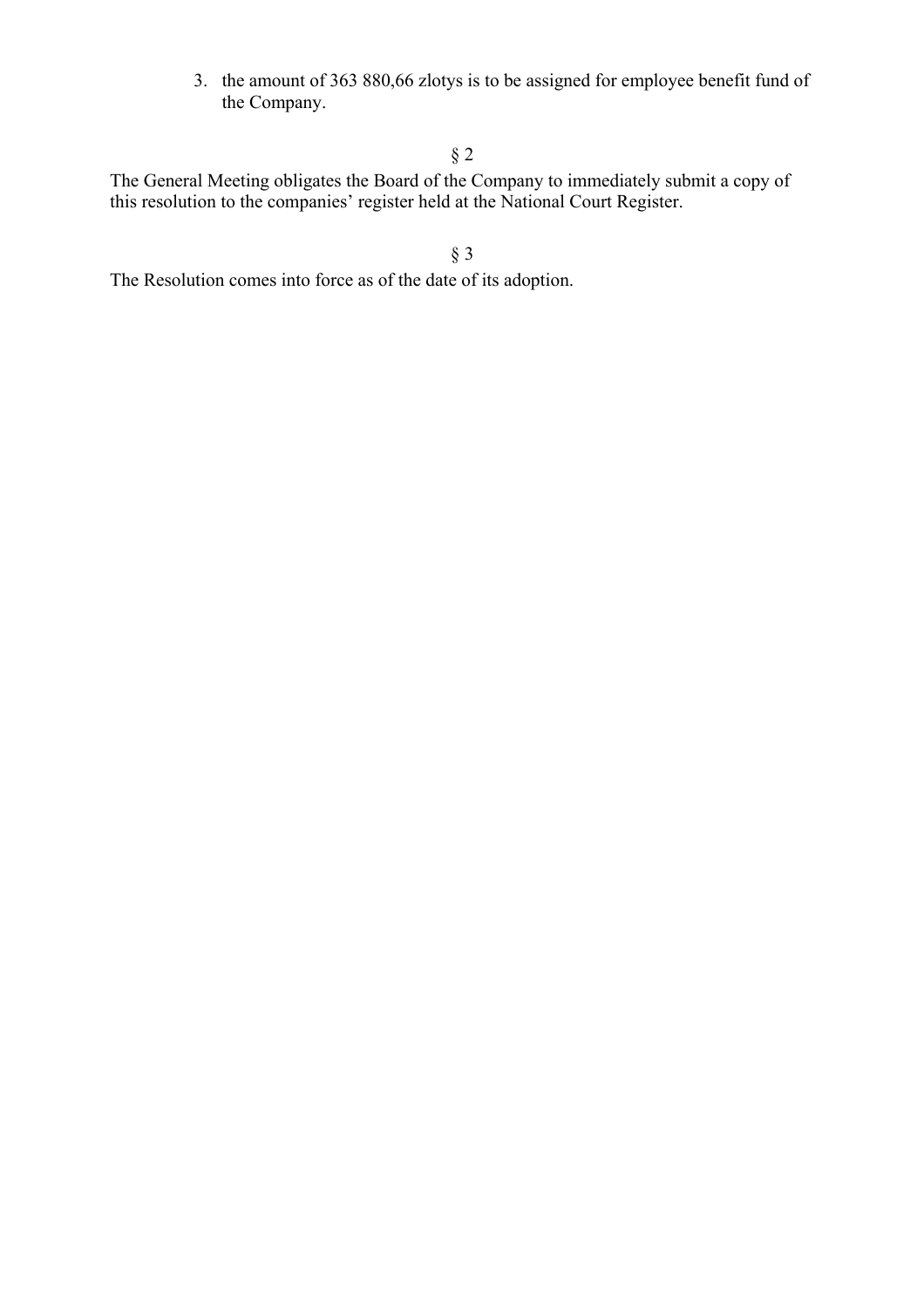3. the amount of 363 880,66 zlotys is to be assigned for employee benefit fund of the Company.

§ 2

The General Meeting obligates the Board of the Company to immediately submit a copy of this resolution to the companies' register held at the National Court Register.

§ 3

The Resolution comes into force as of the date of its adoption.